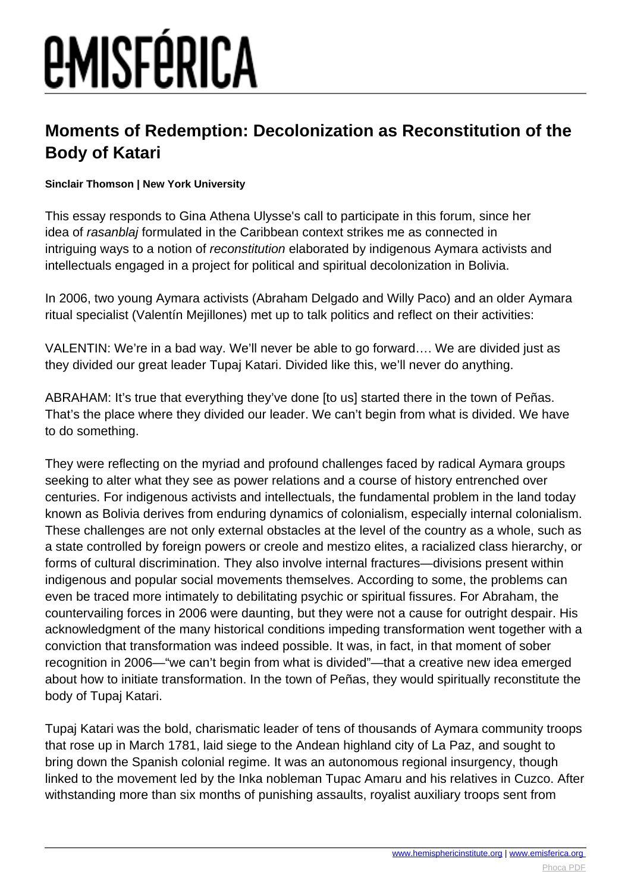# Moments of Redemption: Decolonization as Reconstitution of the Body of Katari

**Sinclair Thomson | New York University**

This essay responds to Gina Athena Ulysse's call to participate in this forum, since her idea of *rasanblaj* formulated in the Caribbean context strikes me as connected in intriguing ways to a notion of *reconstitution* elaborated by indigenous Aymara activists and intellectuals engaged in a project for political and spiritual decolonization in Bolivia.

In 2006, two young Aymara activists (Abraham Delgado and Willy Paco) and an older Aymara ritual specialist (Valentín Mejillones) met up to talk politics and reflect on their activities:

VALENTIN: We're in a bad way. We'll never be able to go forward…. We are divided just as they divided our great leader Tupaj Katari. Divided like this, we'll never do anything.

ABRAHAM: It's true that everything they've done [to us] started there in the town of Peñas. That's the place where they divided our leader. We can't begin from what is divided. We have to do something.

They were reflecting on the myriad and profound challenges faced by radical Aymara groups seeking to alter what they see as power relations and a course of history entrenched over centuries. For indigenous activists and intellectuals, the fundamental problem in the land today known as Bolivia derives from enduring dynamics of colonialism, especially internal colonialism. These challenges are not only external obstacles at the level of the country as a whole, such as a state controlled by foreign powers or creole and mestizo elites, a racialized class hierarchy, or forms of cultural discrimination. They also involve internal fractures—divisions present within indigenous and popular social movements themselves. According to some, the problems can even be traced more intimately to debilitating psychic or spiritual fissures. For Abraham, the countervailing forces in 2006 were daunting, but they were not a cause for outright despair. His acknowledgment of the many historical conditions impeding transformation went together with a conviction that transformation was indeed possible. It was, in fact, in that moment of sober recognition in 2006—"we can't begin from what is divided"—that a creative new idea emerged about how to initiate transformation. In the town of Peñas, they would spiritually reconstitute the body of Tupaj Katari.

Tupaj Katari was the bold, charismatic leader of tens of thousands of Aymara community troops that rose up in March 1781, laid siege to the Andean highland city of La Paz, and sought to bring down the Spanish colonial regime. It was an autonomous regional insurgency, though linked to the movement led by the Inka nobleman Tupac Amaru and his relatives in Cuzco. After withstanding more than six months of punishing assaults, royalist auxiliary troops sent from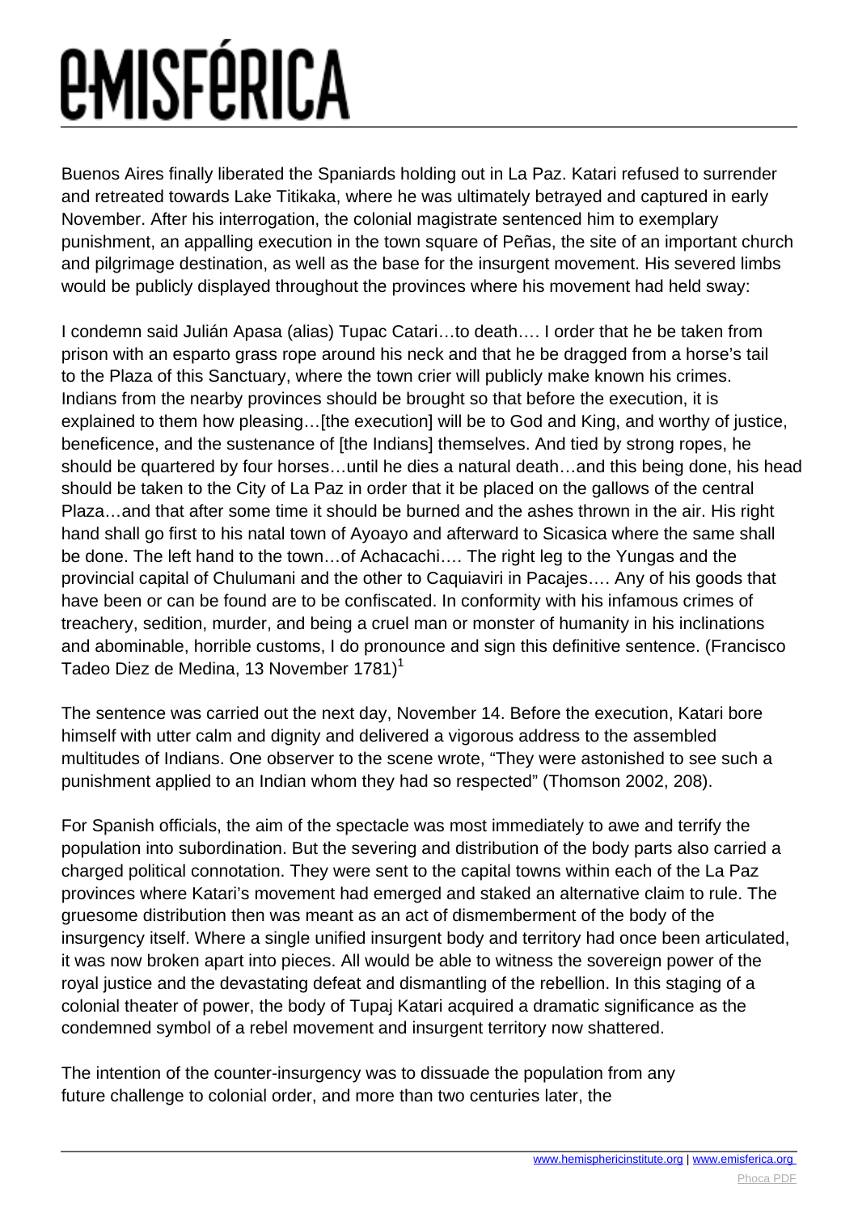Buenos Aires finally liberated the Spaniards holding out in La Paz. Katari refused to surrender and retreated towards Lake Titikaka, where he was ultimately betrayed and captured in early November. After his interrogation, the colonial magistrate sentenced him to exemplary punishment, an appalling execution in the town square of Peñas, the site of an important church and pilgrimage destination, as well as the base for the insurgent movement. His severed limbs would be publicly displayed throughout the provinces where his movement had held sway:

I condemn said Julián Apasa (alias) Tupac Catari…to death…. I order that he be taken from prison with an esparto grass rope around his neck and that he be dragged from a horse's tail to the Plaza of this Sanctuary, where the town crier will publicly make known his crimes. Indians from the nearby provinces should be brought so that before the execution, it is explained to them how pleasing…[the execution] will be to God and King, and worthy of justice, beneficence, and the sustenance of [the Indians] themselves. And tied by strong ropes, he should be quartered by four horses…until he dies a natural death…and this being done, his head should be taken to the City of La Paz in order that it be placed on the gallows of the central Plaza…and that after some time it should be burned and the ashes thrown in the air. His right hand shall go first to his natal town of Ayoayo and afterward to Sicasica where the same shall be done. The left hand to the town…of Achacachi…. The right leg to the Yungas and the provincial capital of Chulumani and the other to Caquiaviri in Pacajes…. Any of his goods that have been or can be found are to be confiscated. In conformity with his infamous crimes of treachery, sedition, murder, and being a cruel man or monster of humanity in his inclinations and abominable, horrible customs, I do pronounce and sign this definitive sentence. (Francisco Tadeo Diez de Medina, 13 November 1781)[1]

The sentence was carried out the next day, November 14. Before the execution, Katari bore himself with utter calm and dignity and delivered a vigorous address to the assembled multitudes of Indians. One observer to the scene wrote, "They were astonished to see such a punishment applied to an Indian whom they had so respected" (Thomson 2002, 208).

For Spanish officials, the aim of the spectacle was most immediately to awe and terrify the population into subordination. But the severing and distribution of the body parts also carried a charged political connotation. They were sent to the capital towns within each of the La Paz provinces where Katari's movement had emerged and staked an alternative claim to rule. The gruesome distribution then was meant as an act of dismemberment of the body of the insurgency itself. Where a single unified insurgent body and territory had once been articulated, it was now broken apart into pieces. All would be able to witness the sovereign power of the royal justice and the devastating defeat and dismantling of the rebellion. In this staging of a colonial theater of power, the body of Tupaj Katari acquired a dramatic significance as the condemned symbol of a rebel movement and insurgent territory now shattered.

The intention of the counter-insurgency was to dissuade the population from any future challenge to colonial order, and more than two centuries later, the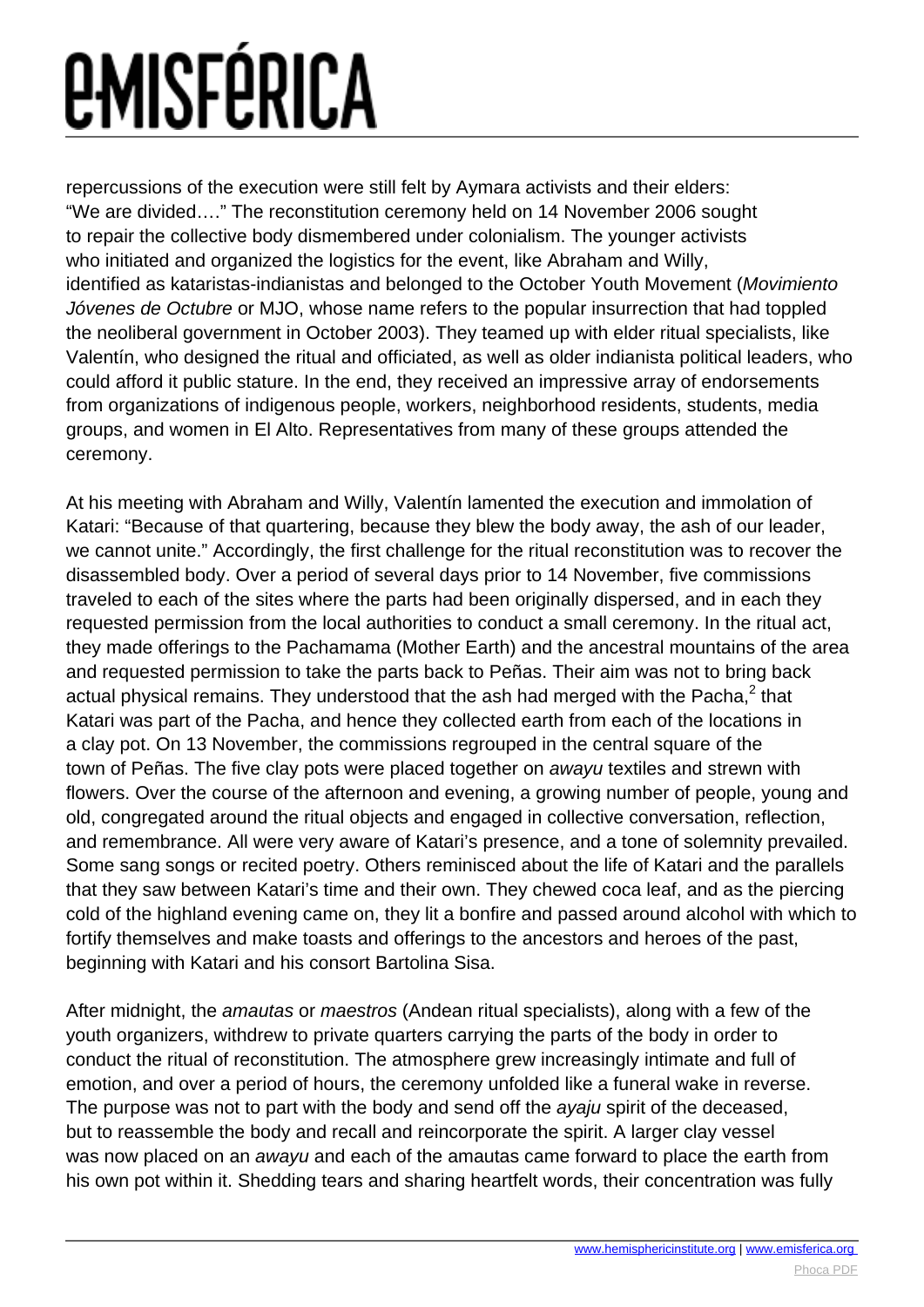repercussions of the execution were still felt by Aymara activists and their elders: “We are divided….” The reconstitution ceremony held on 14 November 2006 sought to repair the collective body dismembered under colonialism. The younger activists who initiated and organized the logistics for the event, like Abraham and Willy, identified as kataristas-indianistas and belonged to the October Youth Movement (*Movimiento Jóvenes de Octubre* or MJO, whose name refers to the popular insurrection that had toppled the neoliberal government in October 2003). They teamed up with elder ritual specialists, like Valentín, who designed the ritual and officiated, as well as older indianista political leaders, who could afford it public stature. In the end, they received an impressive array of endorsements from organizations of indigenous people, workers, neighborhood residents, students, media groups, and women in El Alto. Representatives from many of these groups attended the ceremony.

At his meeting with Abraham and Willy, Valentín lamented the execution and immolation of Katari: “Because of that quartering, because they blew the body away, the ash of our leader, we cannot unite.” Accordingly, the first challenge for the ritual reconstitution was to recover the disassembled body. Over a period of several days prior to 14 November, five commissions traveled to each of the sites where the parts had been originally dispersed, and in each they requested permission from the local authorities to conduct a small ceremony. In the ritual act, they made offerings to the Pachamama (Mother Earth) and the ancestral mountains of the area and requested permission to take the parts back to Peñas. Their aim was not to bring back actual physical remains. They understood that the ash had merged with the Pacha,[2] that Katari was part of the Pacha, and hence they collected earth from each of the locations in a clay pot. On 13 November, the commissions regrouped in the central square of the town of Peñas. The five clay pots were placed together on *awayu* textiles and strewn with flowers. Over the course of the afternoon and evening, a growing number of people, young and old, congregated around the ritual objects and engaged in collective conversation, reflection, and remembrance. All were very aware of Katari’s presence, and a tone of solemnity prevailed. Some sang songs or recited poetry. Others reminisced about the life of Katari and the parallels that they saw between Katari’s time and their own. They chewed coca leaf, and as the piercing cold of the highland evening came on, they lit a bonfire and passed around alcohol with which to fortify themselves and make toasts and offerings to the ancestors and heroes of the past, beginning with Katari and his consort Bartolina Sisa.

After midnight, the *amautas* or *maestros* (Andean ritual specialists), along with a few of the youth organizers, withdrew to private quarters carrying the parts of the body in order to conduct the ritual of reconstitution. The atmosphere grew increasingly intimate and full of emotion, and over a period of hours, the ceremony unfolded like a funeral wake in reverse. The purpose was not to part with the body and send off the *ayaju* spirit of the deceased, but to reassemble the body and recall and reincorporate the spirit. A larger clay vessel was now placed on an *awayu* and each of the amautas came forward to place the earth from his own pot within it. Shedding tears and sharing heartfelt words, their concentration was fully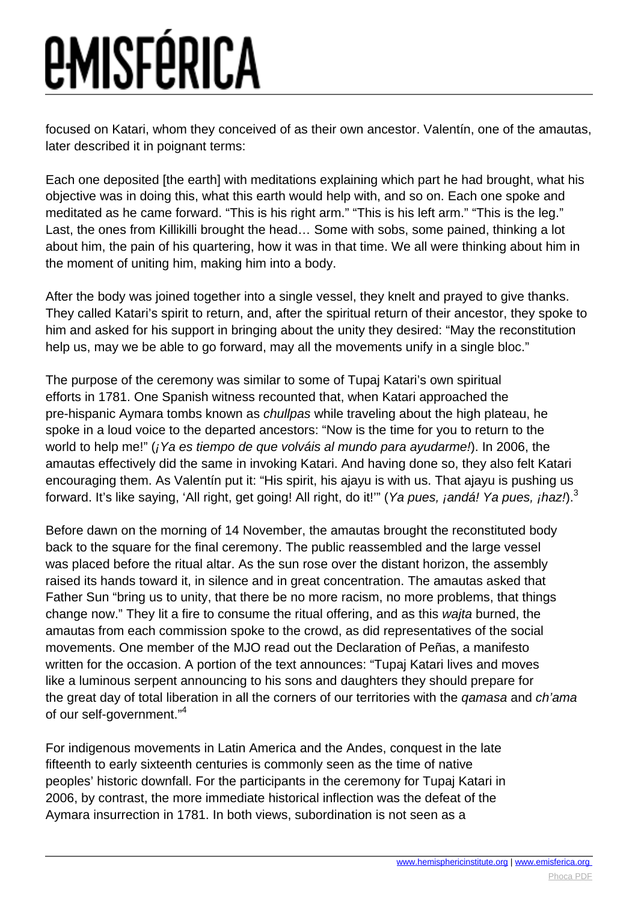focused on Katari, whom they conceived of as their own ancestor. Valentín, one of the amautas, later described it in poignant terms:

Each one deposited [the earth] with meditations explaining which part he had brought, what his objective was in doing this, what this earth would help with, and so on. Each one spoke and meditated as he came forward. "This is his right arm." "This is his left arm." "This is the leg." Last, the ones from Killikilli brought the head… Some with sobs, some pained, thinking a lot about him, the pain of his quartering, how it was in that time. We all were thinking about him in the moment of uniting him, making him into a body.

After the body was joined together into a single vessel, they knelt and prayed to give thanks. They called Katari's spirit to return, and, after the spiritual return of their ancestor, they spoke to him and asked for his support in bringing about the unity they desired: "May the reconstitution help us, may we be able to go forward, may all the movements unify in a single bloc."

The purpose of the ceremony was similar to some of Tupaj Katari's own spiritual efforts in 1781. One Spanish witness recounted that, when Katari approached the pre-hispanic Aymara tombs known as *chullpas* while traveling about the high plateau, he spoke in a loud voice to the departed ancestors: "Now is the time for you to return to the world to help me!" (*¡Ya es tiempo de que volváis al mundo para ayudarme!*). In 2006, the amautas effectively did the same in invoking Katari. And having done so, they also felt Katari encouraging them. As Valentín put it: "His spirit, his ajayu is with us. That ajayu is pushing us forward. It's like saying, 'All right, get going! All right, do it!'" (*Ya pues, ¡andá! Ya pues, ¡haz!*).[3]

Before dawn on the morning of 14 November, the amautas brought the reconstituted body back to the square for the final ceremony. The public reassembled and the large vessel was placed before the ritual altar. As the sun rose over the distant horizon, the assembly raised its hands toward it, in silence and in great concentration. The amautas asked that Father Sun "bring us to unity, that there be no more racism, no more problems, that things change now." They lit a fire to consume the ritual offering, and as this *wajta* burned, the amautas from each commission spoke to the crowd, as did representatives of the social movements. One member of the MJO read out the Declaration of Peñas, a manifesto written for the occasion. A portion of the text announces: "Tupaj Katari lives and moves like a luminous serpent announcing to his sons and daughters they should prepare for the great day of total liberation in all the corners of our territories with the *qamasa* and *ch'ama* of our self-government."[4]

For indigenous movements in Latin America and the Andes, conquest in the late fifteenth to early sixteenth centuries is commonly seen as the time of native peoples' historic downfall. For the participants in the ceremony for Tupaj Katari in 2006, by contrast, the more immediate historical inflection was the defeat of the Aymara insurrection in 1781. In both views, subordination is not seen as a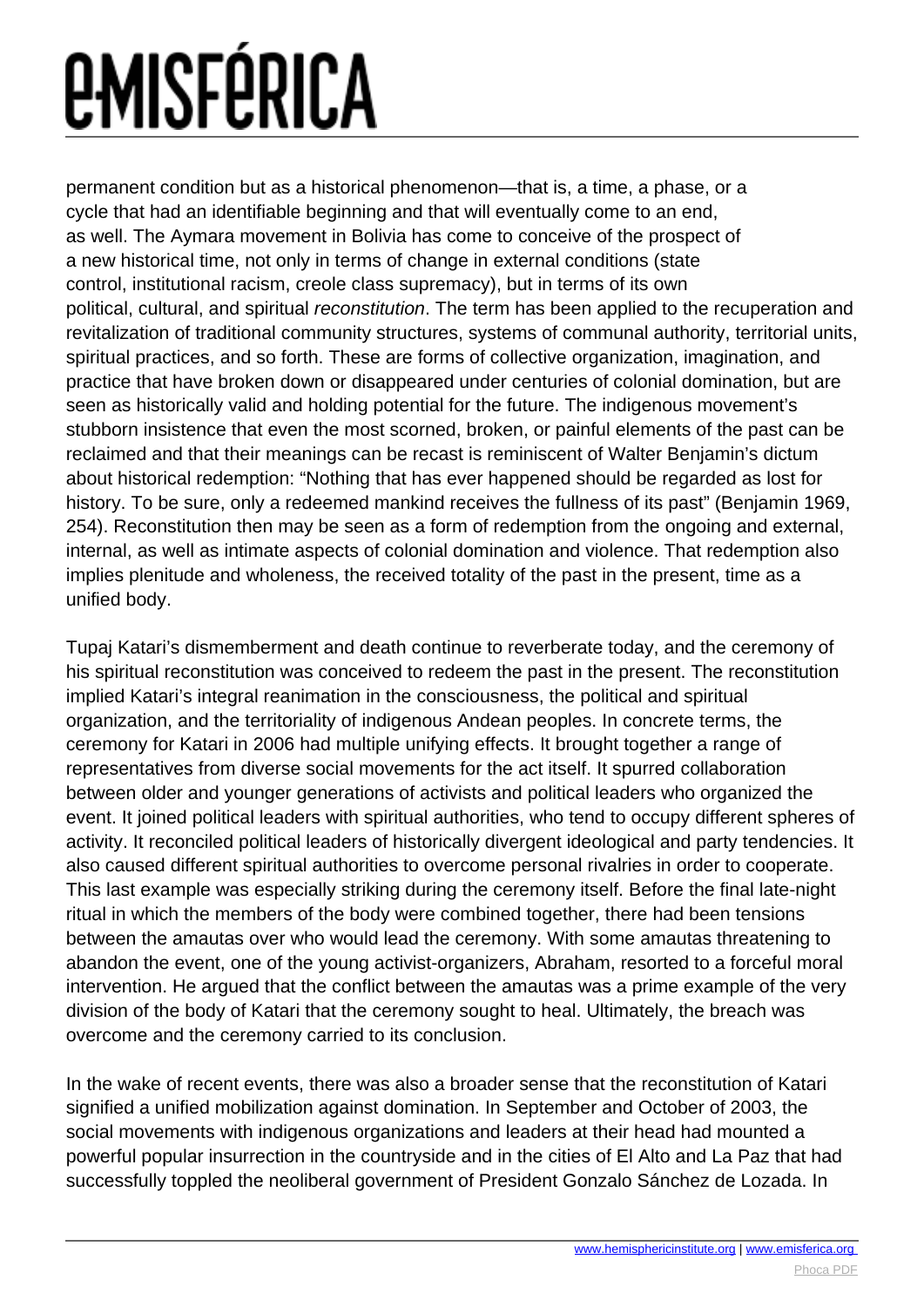permanent condition but as a historical phenomenon—that is, a time, a phase, or a cycle that had an identifiable beginning and that will eventually come to an end, as well. The Aymara movement in Bolivia has come to conceive of the prospect of a new historical time, not only in terms of change in external conditions (state control, institutional racism, creole class supremacy), but in terms of its own political, cultural, and spiritual *reconstitution*. The term has been applied to the recuperation and revitalization of traditional community structures, systems of communal authority, territorial units, spiritual practices, and so forth. These are forms of collective organization, imagination, and practice that have broken down or disappeared under centuries of colonial domination, but are seen as historically valid and holding potential for the future. The indigenous movement's stubborn insistence that even the most scorned, broken, or painful elements of the past can be reclaimed and that their meanings can be recast is reminiscent of Walter Benjamin's dictum about historical redemption: "Nothing that has ever happened should be regarded as lost for history. To be sure, only a redeemed mankind receives the fullness of its past" (Benjamin 1969, 254). Reconstitution then may be seen as a form of redemption from the ongoing and external, internal, as well as intimate aspects of colonial domination and violence. That redemption also implies plenitude and wholeness, the received totality of the past in the present, time as a unified body.

Tupaj Katari's dismemberment and death continue to reverberate today, and the ceremony of his spiritual reconstitution was conceived to redeem the past in the present. The reconstitution implied Katari's integral reanimation in the consciousness, the political and spiritual organization, and the territoriality of indigenous Andean peoples. In concrete terms, the ceremony for Katari in 2006 had multiple unifying effects. It brought together a range of representatives from diverse social movements for the act itself. It spurred collaboration between older and younger generations of activists and political leaders who organized the event. It joined political leaders with spiritual authorities, who tend to occupy different spheres of activity. It reconciled political leaders of historically divergent ideological and party tendencies. It also caused different spiritual authorities to overcome personal rivalries in order to cooperate. This last example was especially striking during the ceremony itself. Before the final late-night ritual in which the members of the body were combined together, there had been tensions between the amautas over who would lead the ceremony. With some amautas threatening to abandon the event, one of the young activist-organizers, Abraham, resorted to a forceful moral intervention. He argued that the conflict between the amautas was a prime example of the very division of the body of Katari that the ceremony sought to heal. Ultimately, the breach was overcome and the ceremony carried to its conclusion.

In the wake of recent events, there was also a broader sense that the reconstitution of Katari signified a unified mobilization against domination. In September and October of 2003, the social movements with indigenous organizations and leaders at their head had mounted a powerful popular insurrection in the countryside and in the cities of El Alto and La Paz that had successfully toppled the neoliberal government of President Gonzalo Sánchez de Lozada. In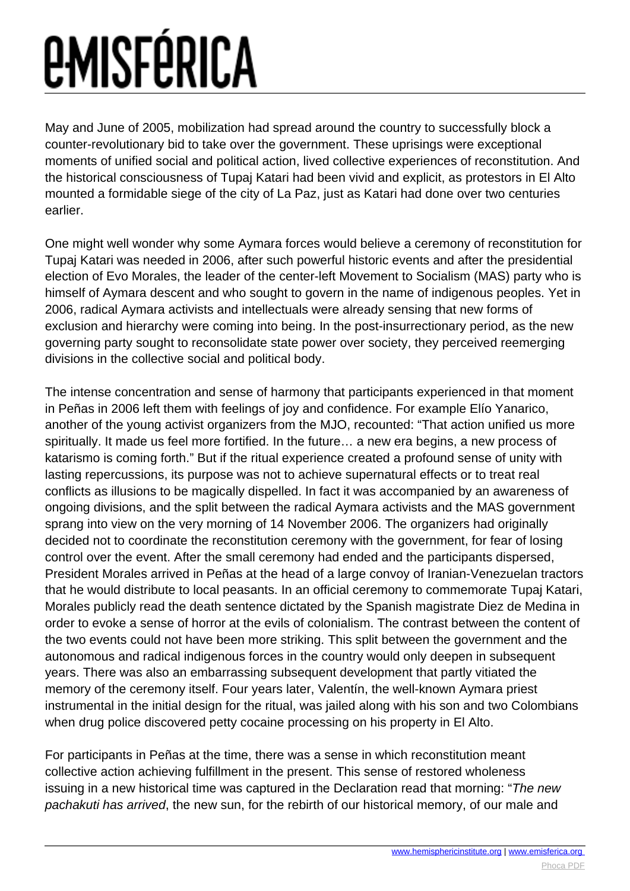May and June of 2005, mobilization had spread around the country to successfully block a counter-revolutionary bid to take over the government. These uprisings were exceptional moments of unified social and political action, lived collective experiences of reconstitution. And the historical consciousness of Tupaj Katari had been vivid and explicit, as protestors in El Alto mounted a formidable siege of the city of La Paz, just as Katari had done over two centuries earlier.

One might well wonder why some Aymara forces would believe a ceremony of reconstitution for Tupaj Katari was needed in 2006, after such powerful historic events and after the presidential election of Evo Morales, the leader of the center-left Movement to Socialism (MAS) party who is himself of Aymara descent and who sought to govern in the name of indigenous peoples. Yet in 2006, radical Aymara activists and intellectuals were already sensing that new forms of exclusion and hierarchy were coming into being. In the post-insurrectionary period, as the new governing party sought to reconsolidate state power over society, they perceived reemerging divisions in the collective social and political body.

The intense concentration and sense of harmony that participants experienced in that moment in Peñas in 2006 left them with feelings of joy and confidence. For example Elío Yanarico, another of the young activist organizers from the MJO, recounted: "That action unified us more spiritually. It made us feel more fortified. In the future… a new era begins, a new process of katarismo is coming forth." But if the ritual experience created a profound sense of unity with lasting repercussions, its purpose was not to achieve supernatural effects or to treat real conflicts as illusions to be magically dispelled. In fact it was accompanied by an awareness of ongoing divisions, and the split between the radical Aymara activists and the MAS government sprang into view on the very morning of 14 November 2006. The organizers had originally decided not to coordinate the reconstitution ceremony with the government, for fear of losing control over the event. After the small ceremony had ended and the participants dispersed, President Morales arrived in Peñas at the head of a large convoy of Iranian-Venezuelan tractors that he would distribute to local peasants. In an official ceremony to commemorate Tupaj Katari, Morales publicly read the death sentence dictated by the Spanish magistrate Diez de Medina in order to evoke a sense of horror at the evils of colonialism. The contrast between the content of the two events could not have been more striking. This split between the government and the autonomous and radical indigenous forces in the country would only deepen in subsequent years. There was also an embarrassing subsequent development that partly vitiated the memory of the ceremony itself. Four years later, Valentín, the well-known Aymara priest instrumental in the initial design for the ritual, was jailed along with his son and two Colombians when drug police discovered petty cocaine processing on his property in El Alto.

For participants in Peñas at the time, there was a sense in which reconstitution meant collective action achieving fulfillment in the present. This sense of restored wholeness issuing in a new historical time was captured in the Declaration read that morning: "*The new pachakuti has arrived*, the new sun, for the rebirth of our historical memory, of our male and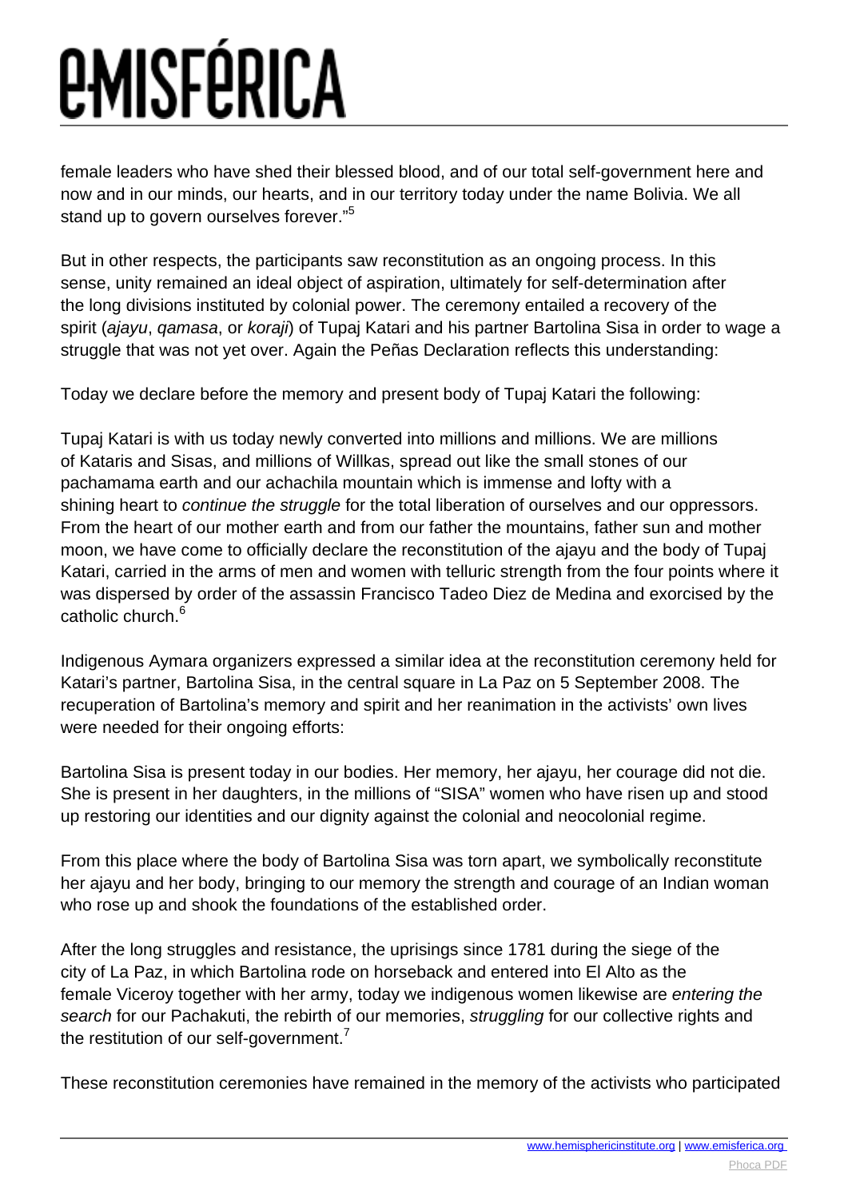female leaders who have shed their blessed blood, and of our total self-government here and now and in our minds, our hearts, and in our territory today under the name Bolivia. We all stand up to govern ourselves forever."[5]

But in other respects, the participants saw reconstitution as an ongoing process. In this sense, unity remained an ideal object of aspiration, ultimately for self-determination after the long divisions instituted by colonial power. The ceremony entailed a recovery of the spirit (*ajayu*, *qamasa*, or *koraji*) of Tupaj Katari and his partner Bartolina Sisa in order to wage a struggle that was not yet over. Again the Peñas Declaration reflects this understanding:

Today we declare before the memory and present body of Tupaj Katari the following:

Tupaj Katari is with us today newly converted into millions and millions. We are millions of Kataris and Sisas, and millions of Willkas, spread out like the small stones of our pachamama earth and our achachila mountain which is immense and lofty with a shining heart to *continue the struggle* for the total liberation of ourselves and our oppressors. From the heart of our mother earth and from our father the mountains, father sun and mother moon, we have come to officially declare the reconstitution of the ajayu and the body of Tupaj Katari, carried in the arms of men and women with telluric strength from the four points where it was dispersed by order of the assassin Francisco Tadeo Diez de Medina and exorcised by the catholic church.[6]

Indigenous Aymara organizers expressed a similar idea at the reconstitution ceremony held for Katari's partner, Bartolina Sisa, in the central square in La Paz on 5 September 2008. The recuperation of Bartolina's memory and spirit and her reanimation in the activists' own lives were needed for their ongoing efforts:

Bartolina Sisa is present today in our bodies. Her memory, her ajayu, her courage did not die. She is present in her daughters, in the millions of "SISA" women who have risen up and stood up restoring our identities and our dignity against the colonial and neocolonial regime.

From this place where the body of Bartolina Sisa was torn apart, we symbolically reconstitute her ajayu and her body, bringing to our memory the strength and courage of an Indian woman who rose up and shook the foundations of the established order.

After the long struggles and resistance, the uprisings since 1781 during the siege of the city of La Paz, in which Bartolina rode on horseback and entered into El Alto as the female Viceroy together with her army, today we indigenous women likewise are *entering the search* for our Pachakuti, the rebirth of our memories, *struggling* for our collective rights and the restitution of our self-government.[7]

These reconstitution ceremonies have remained in the memory of the activists who participated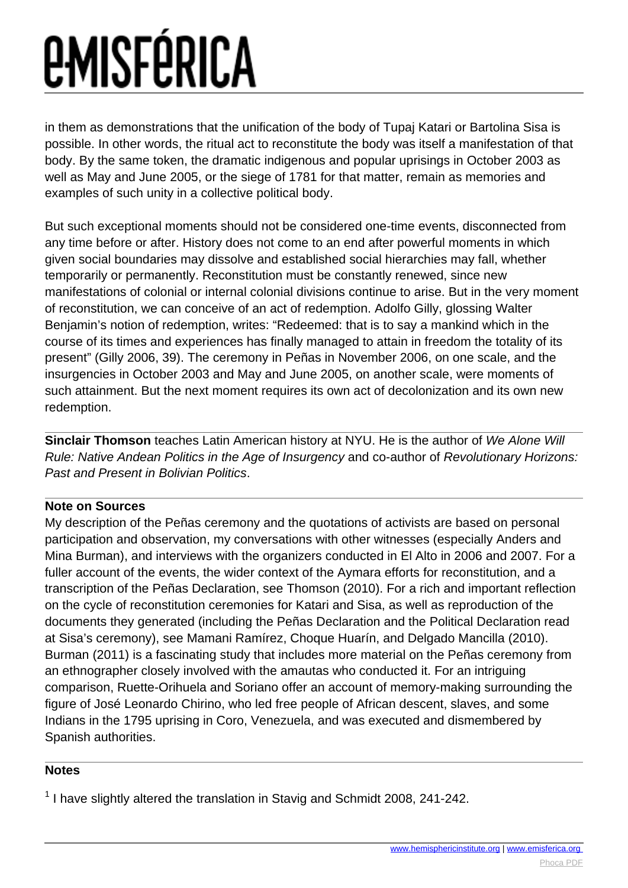in them as demonstrations that the unification of the body of Tupaj Katari or Bartolina Sisa is possible. In other words, the ritual act to reconstitute the body was itself a manifestation of that body. By the same token, the dramatic indigenous and popular uprisings in October 2003 as well as May and June 2005, or the siege of 1781 for that matter, remain as memories and examples of such unity in a collective political body.

But such exceptional moments should not be considered one-time events, disconnected from any time before or after. History does not come to an end after powerful moments in which given social boundaries may dissolve and established social hierarchies may fall, whether temporarily or permanently. Reconstitution must be constantly renewed, since new manifestations of colonial or internal colonial divisions continue to arise. But in the very moment of reconstitution, we can conceive of an act of redemption. Adolfo Gilly, glossing Walter Benjamin's notion of redemption, writes: "Redeemed: that is to say a mankind which in the course of its times and experiences has finally managed to attain in freedom the totality of its present" (Gilly 2006, 39). The ceremony in Peñas in November 2006, on one scale, and the insurgencies in October 2003 and May and June 2005, on another scale, were moments of such attainment. But the next moment requires its own act of decolonization and its own new redemption.

---

**Sinclair Thomson** teaches Latin American history at NYU. He is the author of *We Alone Will Rule: Native Andean Politics in the Age of Insurgency* and co-author of *Revolutionary Horizons: Past and Present in Bolivian Politics*.

---

**Note on Sources**

My description of the Peñas ceremony and the quotations of activists are based on personal participation and observation, my conversations with other witnesses (especially Anders and Mina Burman), and interviews with the organizers conducted in El Alto in 2006 and 2007. For a fuller account of the events, the wider context of the Aymara efforts for reconstitution, and a transcription of the Peñas Declaration, see Thomson (2010). For a rich and important reflection on the cycle of reconstitution ceremonies for Katari and Sisa, as well as reproduction of the documents they generated (including the Peñas Declaration and the Political Declaration read at Sisa's ceremony), see Mamani Ramírez, Choque Huarín, and Delgado Mancilla (2010). Burman (2011) is a fascinating study that includes more material on the Peñas ceremony from an ethnographer closely involved with the amautas who conducted it. For an intriguing comparison, Ruette-Orihuela and Soriano offer an account of memory-making surrounding the figure of José Leonardo Chirino, who led free people of African descent, slaves, and some Indians in the 1795 uprising in Coro, Venezuela, and was executed and dismembered by Spanish authorities.

---

**Notes**

[1] I have slightly altered the translation in Stavig and Schmidt 2008, 241-242.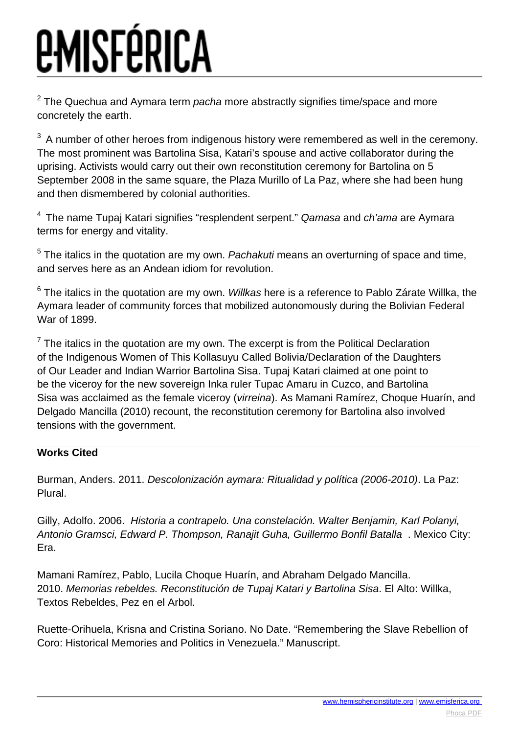[2] The Quechua and Aymara term *pacha* more abstractly signifies time/space and more concretely the earth.

[3] A number of other heroes from indigenous history were remembered as well in the ceremony. The most prominent was Bartolina Sisa, Katari's spouse and active collaborator during the uprising. Activists would carry out their own reconstitution ceremony for Bartolina on 5 September 2008 in the same square, the Plaza Murillo of La Paz, where she had been hung and then dismembered by colonial authorities.

[4] The name Tupaj Katari signifies "resplendent serpent." *Qamasa* and *ch'ama* are Aymara terms for energy and vitality.

[5] The italics in the quotation are my own. *Pachakuti* means an overturning of space and time, and serves here as an Andean idiom for revolution.

[6] The italics in the quotation are my own. *Willkas* here is a reference to Pablo Zárate Willka, the Aymara leader of community forces that mobilized autonomously during the Bolivian Federal War of 1899.

[7] The italics in the quotation are my own. The excerpt is from the Political Declaration of the Indigenous Women of This Kollasuyu Called Bolivia/Declaration of the Daughters of Our Leader and Indian Warrior Bartolina Sisa. Tupaj Katari claimed at one point to be the viceroy for the new sovereign Inka ruler Tupac Amaru in Cuzco, and Bartolina Sisa was acclaimed as the female viceroy (*virreina*). As Mamani Ramírez, Choque Huarín, and Delgado Mancilla (2010) recount, the reconstitution ceremony for Bartolina also involved tensions with the government.

---

**Works Cited**

Burman, Anders. 2011. *Descolonización aymara: Ritualidad y política (2006-2010)*. La Paz: Plural.

Gilly, Adolfo. 2006. *Historia a contrapelo. Una constelación. Walter Benjamin, Karl Polanyi, Antonio Gramsci, Edward P. Thompson, Ranajit Guha, Guillermo Bonfil Batalla* . Mexico City: Era.

Mamani Ramírez, Pablo, Lucila Choque Huarín, and Abraham Delgado Mancilla. 2010. *Memorias rebeldes. Reconstitución de Tupaj Katari y Bartolina Sisa*. El Alto: Willka, Textos Rebeldes, Pez en el Arbol.

Ruette-Orihuela, Krisna and Cristina Soriano. No Date. "Remembering the Slave Rebellion of Coro: Historical Memories and Politics in Venezuela." Manuscript.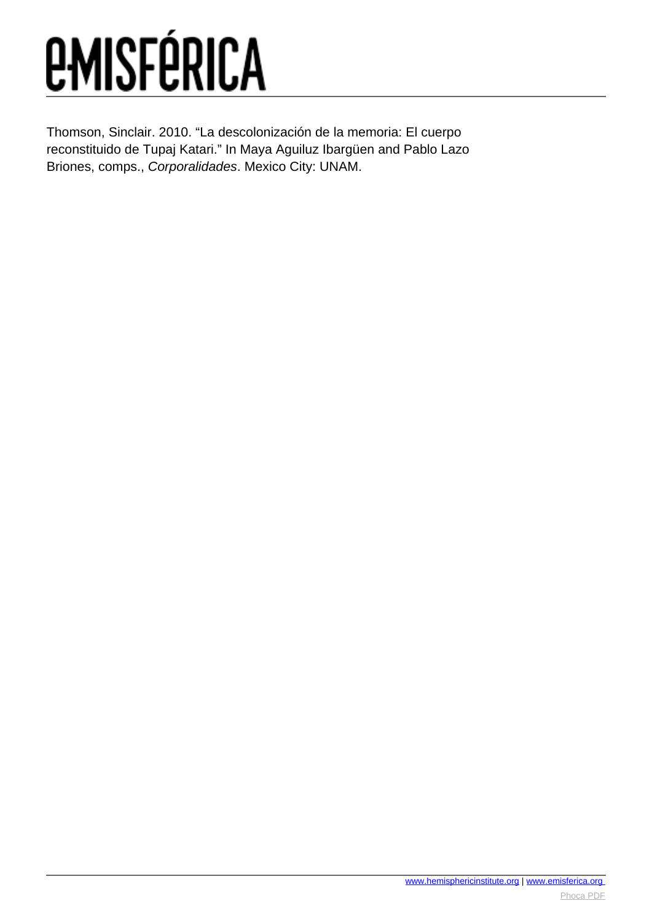Thomson, Sinclair. 2010. “La descolonización de la memoria: El cuerpo reconstituido de Tupaj Katari.” In Maya Aguiluz Ibargüen and Pablo Lazo Briones, comps., *Corporalidades*. Mexico City: UNAM.